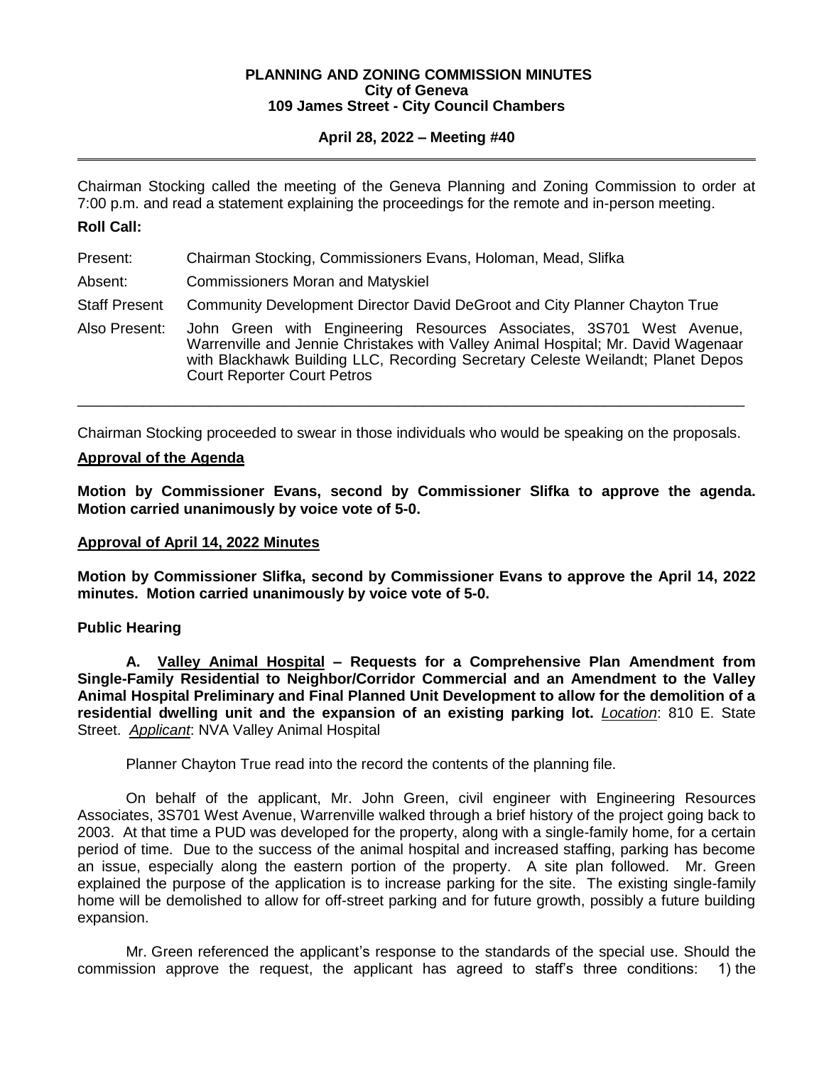**PLANNING AND ZONING COMMISSION MINUTES**
**City of Geneva**
**109 James Street - City Council Chambers**

**April 28, 2022 – Meeting #40**

---

Chairman Stocking called the meeting of the Geneva Planning and Zoning Commission to order at 7:00 p.m. and read a statement explaining the proceedings for the remote and in-person meeting.

**Roll Call:**

| | |
|---|---|
| Present: | Chairman Stocking, Commissioners Evans, Holoman, Mead, Slifka |
| Absent: | Commissioners Moran and Matyskiel |
| Staff Present | Community Development Director David DeGroot and City Planner Chayton True |
| Also Present: | John Green with Engineering Resources Associates, 3S701 West Avenue, Warrenville and Jennie Christakes with Valley Animal Hospital; Mr. David Wagenaar with Blackhawk Building LLC, Recording Secretary Celeste Weilandt; Planet Depos Court Reporter Court Petros |

---

Chairman Stocking proceeded to swear in those individuals who would be speaking on the proposals.

**Approval of the Agenda**

**Motion by Commissioner Evans, second by Commissioner Slifka to approve the agenda. Motion carried unanimously by voice vote of 5-0.**

**Approval of April 14, 2022 Minutes**

**Motion by Commissioner Slifka, second by Commissioner Evans to approve the April 14, 2022 minutes. Motion carried unanimously by voice vote of 5-0.**

**Public Hearing**

**A. Valley Animal Hospital – Requests for a Comprehensive Plan Amendment from Single-Family Residential to Neighbor/Corridor Commercial and an Amendment to the Valley Animal Hospital Preliminary and Final Planned Unit Development to allow for the demolition of a residential dwelling unit and the expansion of an existing parking lot.** *Location*: 810 E. State Street. *Applicant*: NVA Valley Animal Hospital

Planner Chayton True read into the record the contents of the planning file.

On behalf of the applicant, Mr. John Green, civil engineer with Engineering Resources Associates, 3S701 West Avenue, Warrenville walked through a brief history of the project going back to 2003. At that time a PUD was developed for the property, along with a single-family home, for a certain period of time. Due to the success of the animal hospital and increased staffing, parking has become an issue, especially along the eastern portion of the property. A site plan followed. Mr. Green explained the purpose of the application is to increase parking for the site. The existing single-family home will be demolished to allow for off-street parking and for future growth, possibly a future building expansion.

Mr. Green referenced the applicant's response to the standards of the special use. Should the commission approve the request, the applicant has agreed to staff's three conditions: 1) the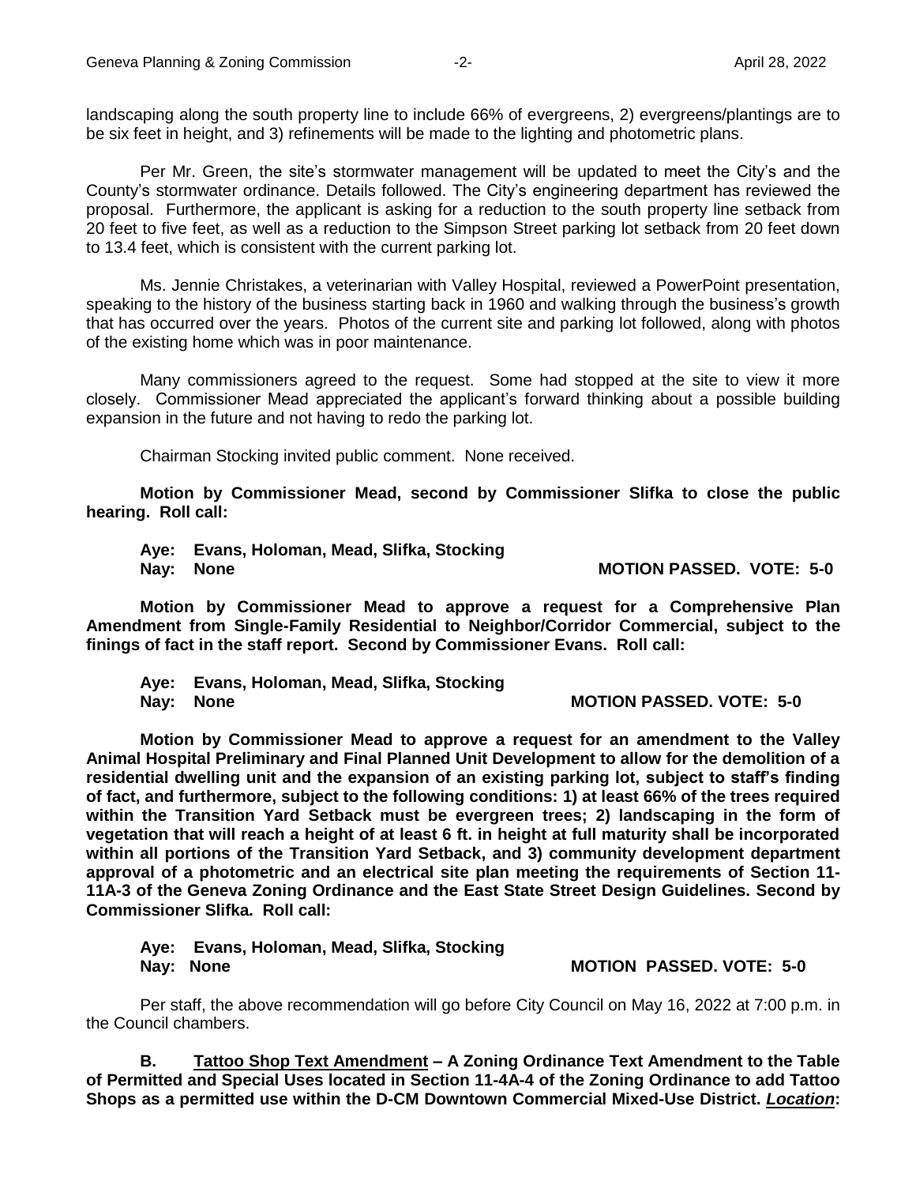landscaping along the south property line to include 66% of evergreens, 2) evergreens/plantings are to be six feet in height, and 3) refinements will be made to the lighting and photometric plans.

Per Mr. Green, the site's stormwater management will be updated to meet the City's and the County's stormwater ordinance. Details followed. The City's engineering department has reviewed the proposal. Furthermore, the applicant is asking for a reduction to the south property line setback from 20 feet to five feet, as well as a reduction to the Simpson Street parking lot setback from 20 feet down to 13.4 feet, which is consistent with the current parking lot.

Ms. Jennie Christakes, a veterinarian with Valley Hospital, reviewed a PowerPoint presentation, speaking to the history of the business starting back in 1960 and walking through the business's growth that has occurred over the years. Photos of the current site and parking lot followed, along with photos of the existing home which was in poor maintenance.

Many commissioners agreed to the request. Some had stopped at the site to view it more closely. Commissioner Mead appreciated the applicant's forward thinking about a possible building expansion in the future and not having to redo the parking lot.

Chairman Stocking invited public comment. None received.

**Motion by Commissioner Mead, second by Commissioner Slifka to close the public hearing. Roll call:**

**Aye: Evans, Holoman, Mead, Slifka, Stocking**
**Nay: None** **MOTION PASSED. VOTE: 5-0**

**Motion by Commissioner Mead to approve a request for a Comprehensive Plan Amendment from Single-Family Residential to Neighbor/Corridor Commercial, subject to the finings of fact in the staff report. Second by Commissioner Evans. Roll call:**

**Aye: Evans, Holoman, Mead, Slifka, Stocking**
**Nay: None** **MOTION PASSED. VOTE: 5-0**

**Motion by Commissioner Mead to approve a request for an amendment to the Valley Animal Hospital Preliminary and Final Planned Unit Development to allow for the demolition of a residential dwelling unit and the expansion of an existing parking lot, subject to staff's finding of fact, and furthermore, subject to the following conditions: 1) at least 66% of the trees required within the Transition Yard Setback must be evergreen trees; 2) landscaping in the form of vegetation that will reach a height of at least 6 ft. in height at full maturity shall be incorporated within all portions of the Transition Yard Setback, and 3) community development department approval of a photometric and an electrical site plan meeting the requirements of Section 11-11A-3 of the Geneva Zoning Ordinance and the East State Street Design Guidelines. Second by Commissioner Slifka. Roll call:**

**Aye: Evans, Holoman, Mead, Slifka, Stocking**
**Nay: None** **MOTION PASSED. VOTE: 5-0**

Per staff, the above recommendation will go before City Council on May 16, 2022 at 7:00 p.m. in the Council chambers.

**B. <u>Tattoo Shop Text Amendment</u> – A Zoning Ordinance Text Amendment to the Table of Permitted and Special Uses located in Section 11-4A-4 of the Zoning Ordinance to add Tattoo Shops as a permitted use within the D-CM Downtown Commercial Mixed-Use District. *<u>Location</u>*:**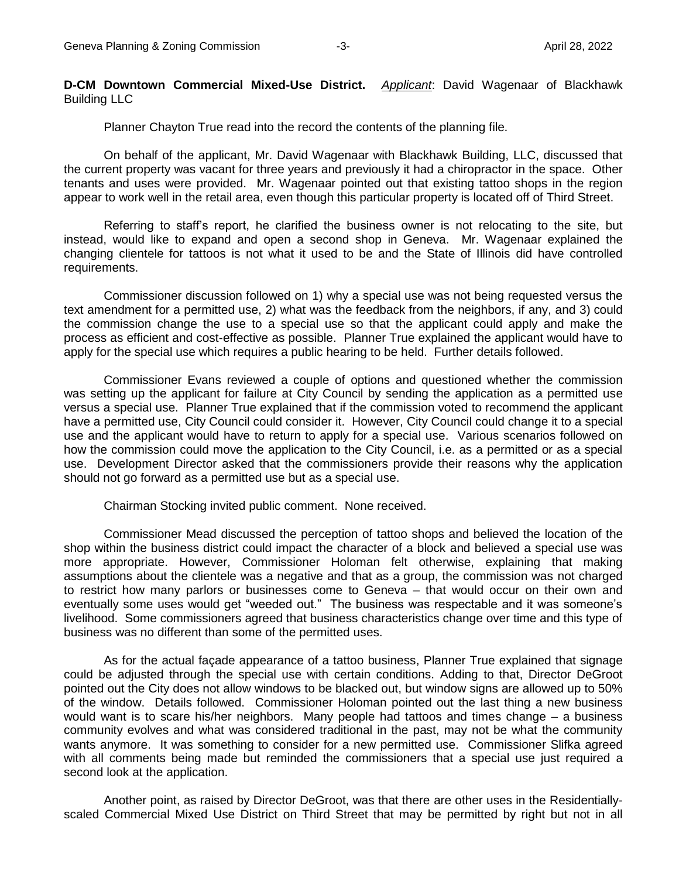**D-CM Downtown Commercial Mixed-Use District.** *Applicant*: David Wagenaar of Blackhawk Building LLC

Planner Chayton True read into the record the contents of the planning file.

On behalf of the applicant, Mr. David Wagenaar with Blackhawk Building, LLC, discussed that the current property was vacant for three years and previously it had a chiropractor in the space. Other tenants and uses were provided. Mr. Wagenaar pointed out that existing tattoo shops in the region appear to work well in the retail area, even though this particular property is located off of Third Street.

Referring to staff's report, he clarified the business owner is not relocating to the site, but instead, would like to expand and open a second shop in Geneva. Mr. Wagenaar explained the changing clientele for tattoos is not what it used to be and the State of Illinois did have controlled requirements.

Commissioner discussion followed on 1) why a special use was not being requested versus the text amendment for a permitted use, 2) what was the feedback from the neighbors, if any, and 3) could the commission change the use to a special use so that the applicant could apply and make the process as efficient and cost-effective as possible. Planner True explained the applicant would have to apply for the special use which requires a public hearing to be held. Further details followed.

Commissioner Evans reviewed a couple of options and questioned whether the commission was setting up the applicant for failure at City Council by sending the application as a permitted use versus a special use. Planner True explained that if the commission voted to recommend the applicant have a permitted use, City Council could consider it. However, City Council could change it to a special use and the applicant would have to return to apply for a special use. Various scenarios followed on how the commission could move the application to the City Council, i.e. as a permitted or as a special use. Development Director asked that the commissioners provide their reasons why the application should not go forward as a permitted use but as a special use.

Chairman Stocking invited public comment. None received.

Commissioner Mead discussed the perception of tattoo shops and believed the location of the shop within the business district could impact the character of a block and believed a special use was more appropriate. However, Commissioner Holoman felt otherwise, explaining that making assumptions about the clientele was a negative and that as a group, the commission was not charged to restrict how many parlors or businesses come to Geneva – that would occur on their own and eventually some uses would get "weeded out." The business was respectable and it was someone's livelihood. Some commissioners agreed that business characteristics change over time and this type of business was no different than some of the permitted uses.

As for the actual façade appearance of a tattoo business, Planner True explained that signage could be adjusted through the special use with certain conditions. Adding to that, Director DeGroot pointed out the City does not allow windows to be blacked out, but window signs are allowed up to 50% of the window. Details followed. Commissioner Holoman pointed out the last thing a new business would want is to scare his/her neighbors. Many people had tattoos and times change – a business community evolves and what was considered traditional in the past, may not be what the community wants anymore. It was something to consider for a new permitted use. Commissioner Slifka agreed with all comments being made but reminded the commissioners that a special use just required a second look at the application.

Another point, as raised by Director DeGroot, was that there are other uses in the Residentially-scaled Commercial Mixed Use District on Third Street that may be permitted by right but not in all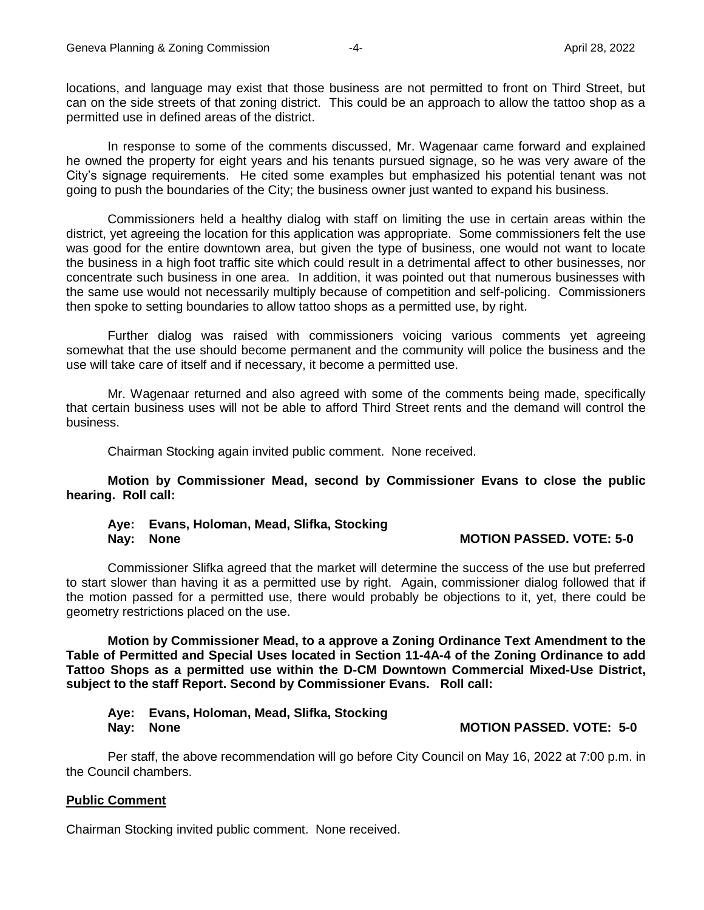locations, and language may exist that those business are not permitted to front on Third Street, but can on the side streets of that zoning district. This could be an approach to allow the tattoo shop as a permitted use in defined areas of the district.

In response to some of the comments discussed, Mr. Wagenaar came forward and explained he owned the property for eight years and his tenants pursued signage, so he was very aware of the City's signage requirements. He cited some examples but emphasized his potential tenant was not going to push the boundaries of the City; the business owner just wanted to expand his business.

Commissioners held a healthy dialog with staff on limiting the use in certain areas within the district, yet agreeing the location for this application was appropriate. Some commissioners felt the use was good for the entire downtown area, but given the type of business, one would not want to locate the business in a high foot traffic site which could result in a detrimental affect to other businesses, nor concentrate such business in one area. In addition, it was pointed out that numerous businesses with the same use would not necessarily multiply because of competition and self-policing. Commissioners then spoke to setting boundaries to allow tattoo shops as a permitted use, by right.

Further dialog was raised with commissioners voicing various comments yet agreeing somewhat that the use should become permanent and the community will police the business and the use will take care of itself and if necessary, it become a permitted use.

Mr. Wagenaar returned and also agreed with some of the comments being made, specifically that certain business uses will not be able to afford Third Street rents and the demand will control the business.

Chairman Stocking again invited public comment. None received.

**Motion by Commissioner Mead, second by Commissioner Evans to close the public hearing. Roll call:**

**Aye: Evans, Holoman, Mead, Slifka, Stocking**
**Nay: None** **MOTION PASSED. VOTE: 5-0**

Commissioner Slifka agreed that the market will determine the success of the use but preferred to start slower than having it as a permitted use by right. Again, commissioner dialog followed that if the motion passed for a permitted use, there would probably be objections to it, yet, there could be geometry restrictions placed on the use.

**Motion by Commissioner Mead, to a approve a Zoning Ordinance Text Amendment to the Table of Permitted and Special Uses located in Section 11-4A-4 of the Zoning Ordinance to add Tattoo Shops as a permitted use within the D-CM Downtown Commercial Mixed-Use District, subject to the staff Report. Second by Commissioner Evans. Roll call:**

**Aye: Evans, Holoman, Mead, Slifka, Stocking**
**Nay: None** **MOTION PASSED. VOTE: 5-0**

Per staff, the above recommendation will go before City Council on May 16, 2022 at 7:00 p.m. in the Council chambers.

## Public Comment

Chairman Stocking invited public comment. None received.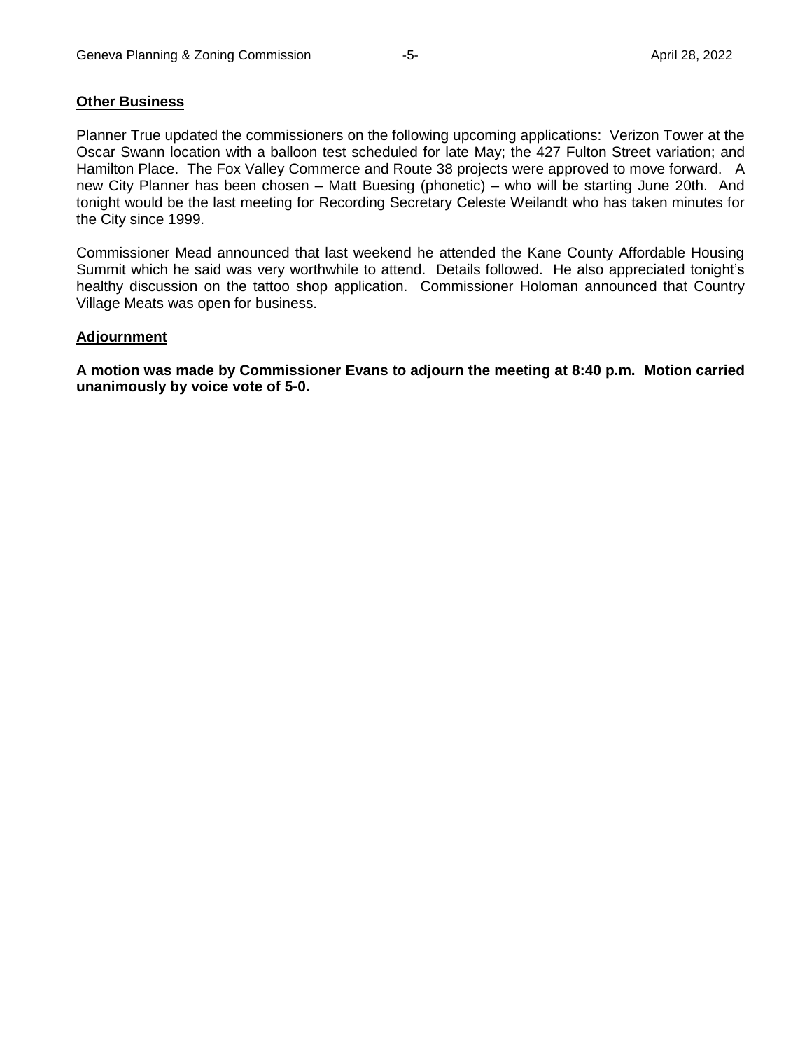**Other Business**

Planner True updated the commissioners on the following upcoming applications: Verizon Tower at the Oscar Swann location with a balloon test scheduled for late May; the 427 Fulton Street variation; and Hamilton Place. The Fox Valley Commerce and Route 38 projects were approved to move forward. A new City Planner has been chosen – Matt Buesing (phonetic) – who will be starting June 20th. And tonight would be the last meeting for Recording Secretary Celeste Weilandt who has taken minutes for the City since 1999.

Commissioner Mead announced that last weekend he attended the Kane County Affordable Housing Summit which he said was very worthwhile to attend. Details followed. He also appreciated tonight's healthy discussion on the tattoo shop application. Commissioner Holoman announced that Country Village Meats was open for business.

**Adjournment**

**A motion was made by Commissioner Evans to adjourn the meeting at 8:40 p.m. Motion carried unanimously by voice vote of 5-0.**